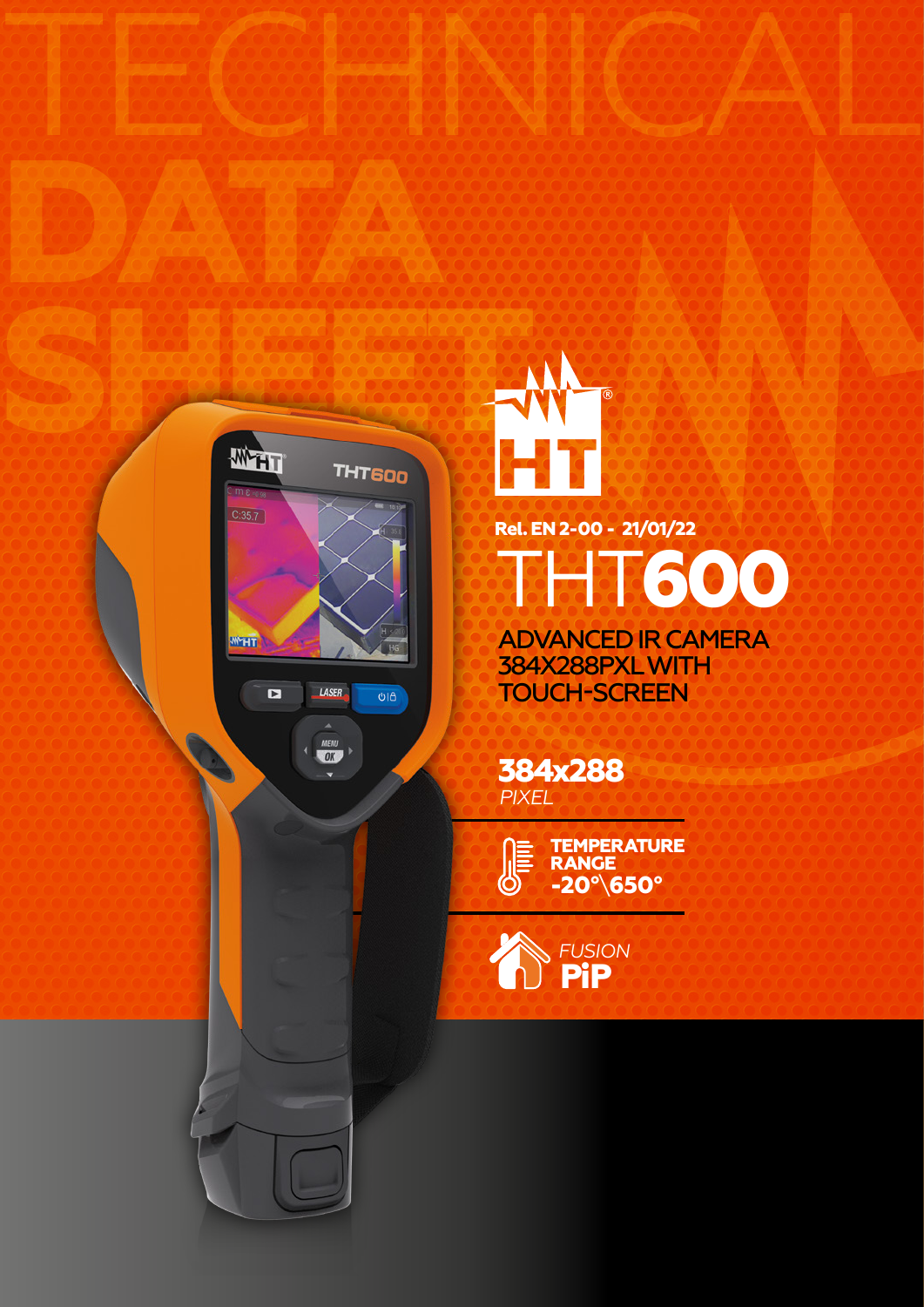# TECHNICAL DATA SHEET

Rel. EN 2-00 - 21/01/22

# THT600

## ADVANCED IR CAMERA 384X288PXL WITH TOUCH-SCREEN

**384x288**
*PIXEL*

**TEMPERATURE RANGE**
**-20°\650°**

*FUSION*
**PiP**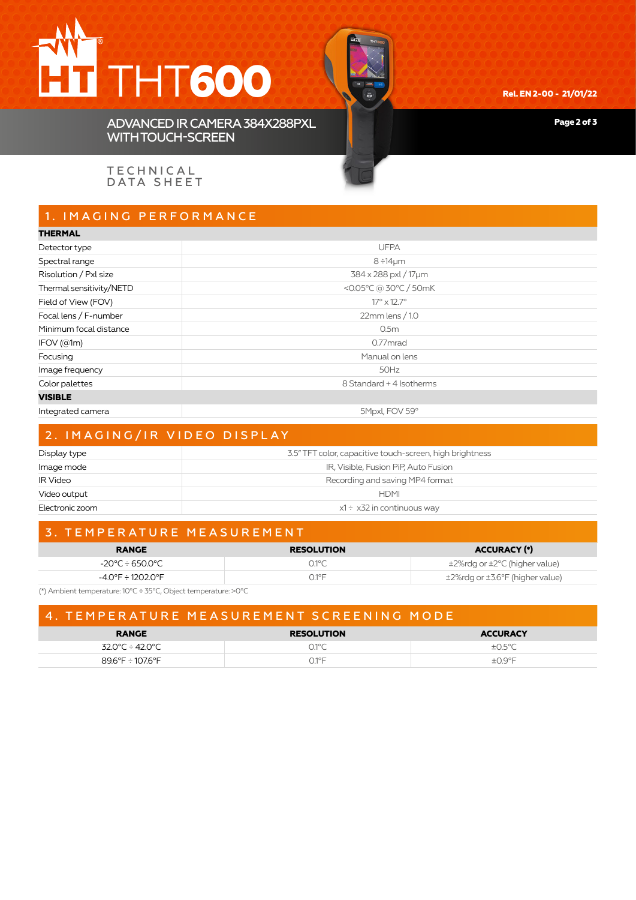# HT THT600

## ADVANCED IR CAMERA 384X288PXL WITH TOUCH-SCREEN

Rel. EN 2-00 - 21/01/22

TECHNICAL DATA SHEET

## 1. IMAGING PERFORMANCE

| **THERMAL** | |
|---|---|
| Detector type | UFPA |
| Spectral range | 8 ÷14µm |
| Risolution / Pxl size | 384 x 288 pxl / 17µm |
| Thermal sensitivity/NETD | <0.05°C @ 30°C / 50mK |
| Field of View (FOV) | 17° x 12.7° |
| Focal lens / F-number | 22mm lens / 1.0 |
| Minimum focal distance | 0.5m |
| IFOV (@1m) | 0.77mrad |
| Focusing | Manual on lens |
| Image frequency | 50Hz |
| Color palettes | 8 Standard + 4 Isotherms |
| **VISIBLE** | |
| Integrated camera | 5Mpxl, FOV 59° |

## 2. IMAGING/IR VIDEO DISPLAY

| | |
|---|---|
| Display type | 3.5" TFT color, capacitive touch-screen, high brightness |
| Image mode | IR, Visible, Fusion PiP, Auto Fusion |
| IR Video | Recording and saving MP4 format |
| Video output | HDMI |
| Electronic zoom | x1 ÷ x32 in continuous way |

## 3. TEMPERATURE MEASUREMENT

| RANGE | RESOLUTION | ACCURACY (*) |
|---|---|---|
| -20°C ÷ 650.0°C | 0.1°C | ±2%rdg or ±2°C (higher value) |
| -4.0°F ÷ 1202.0°F | 0.1°F | ±2%rdg or ±3.6°F (higher value) |

(*) Ambient temperature: 10°C ÷ 35°C, Object temperature: >0°C

## 4. TEMPERATURE MEASUREMENT SCREENING MODE

| RANGE | RESOLUTION | ACCURACY |
|---|---|---|
| 32.0°C ÷ 42.0°C | 0.1°C | ±0.5°C |
| 89.6°F ÷ 107.6°F | 0.1°F | ±0.9°F |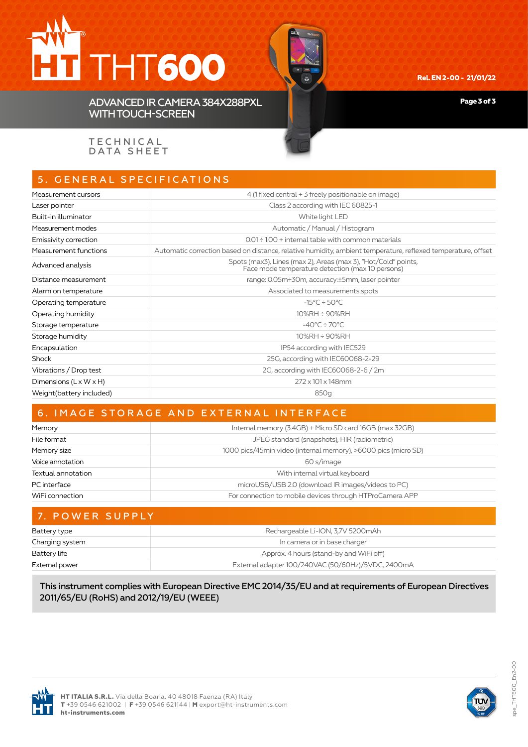# HT THT600

ADVANCED IR CAMERA 384X288PXL WITH TOUCH-SCREEN

Rel. EN 2-00 - 21/01/22

TECHNICAL DATA SHEET

## 5. GENERAL SPECIFICATIONS

| | |
|---|---|
| Measurement cursors | 4 (1 fixed central + 3 freely positionable on image) |
| Laser pointer | Class 2 according with IEC 60825-1 |
| Built-in illuminator | White light LED |
| Measurement modes | Automatic / Manual / Histogram |
| Emissivity correction | 0.01 ÷ 1.00 + internal table with common materials |
| Measurement functions | Automatic correction based on distance, relative humidity, ambient temperature, reflexed temperature, offset |
| Advanced analysis | Spots (max3), Lines (max 2), Areas (max 3), "Hot/Cold" points, Face mode temperature detection (max 10 persons) |
| Distance measurement | range: 0.05m÷30m, accuracy:±5mm, laser pointer |
| Alarm on temperature | Associated to measurements spots |
| Operating temperature | -15°C ÷ 50°C |
| Operating humidity | 10%RH ÷ 90%RH |
| Storage temperature | -40°C ÷ 70°C |
| Storage humidity | 10%RH ÷ 90%RH |
| Encapsulation | IP54 according with IEC529 |
| Shock | 25G, according with IEC60068-2-29 |
| Vibrations / Drop test | 2G, according with IEC60068-2-6 / 2m |
| Dimensions (L x W x H) | 272 x 101 x 148mm |
| Weight(battery included) | 850g |

## 6. IMAGE STORAGE AND EXTERNAL INTERFACE

| | |
|---|---|
| Memory | Internal memory (3.4GB) + Micro SD card 16GB (max 32GB) |
| File format | JPEG standard (snapshots), HIR (radiometric) |
| Memory size | 1000 pics/45min video (internal memory), >6000 pics (micro SD) |
| Voice annotation | 60 s/image |
| Textual annotation | With internal virtual keyboard |
| PC interface | microUSB/USB 2.0 (download IR images/videos to PC) |
| WiFi connection | For connection to mobile devices through HTProCamera APP |

## 7. POWER SUPPLY

| | |
|---|---|
| Battery type | Rechargeable Li-ION, 3,7V 5200mAh |
| Charging system | In camera or in base charger |
| Battery life | Approx. 4 hours (stand-by and WiFi off) |
| External power | External adapter 100/240VAC (50/60Hz)/5VDC, 2400mA |

**This instrument complies with European Directive EMC 2014/35/EU and at requirements of European Directives 2011/65/EU (RoHS) and 2012/19/EU (WEEE)**

**HT ITALIA S.R.L.** Via della Boaria, 40 48018 Faenza (RA) Italy
**T** +39 0546 621002 | **F** +39 0546 621144 | **M** export@ht-instruments.com
**ht-instruments.com**

spe_THT600_En2-00